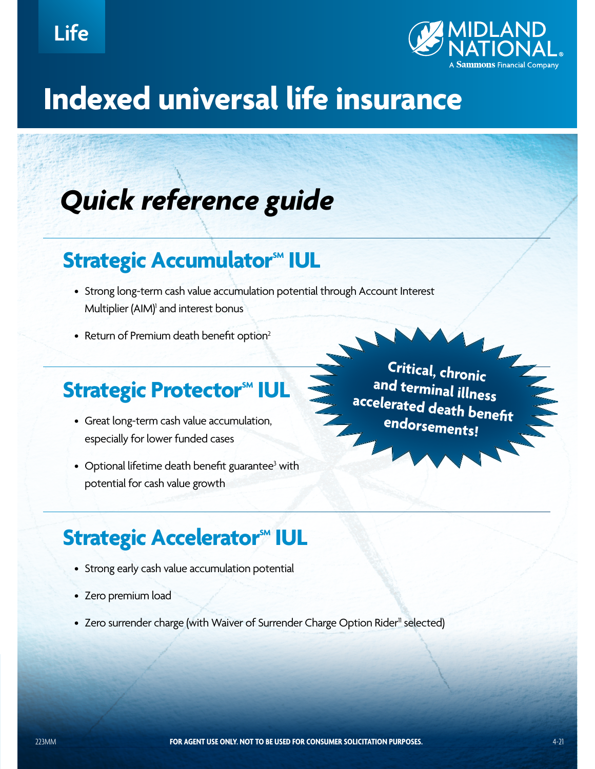Life

# Indexed universal life insurance

## *Quick reference guide*

## Strategic Accumulator℠ IUL

- Strong long-term cash value accumulation potential through Account Interest Multiplier (AIM)[1] and interest bonus
- Return of Premium death benefit option[2]

## Strategic Protector℠ IUL

- Great long-term cash value accumulation, especially for lower funded cases
- Optional lifetime death benefit guarantee[3] with potential for cash value growth

**Critical, chronic and terminal illness accelerated death benefit endorsements!**

## Strategic Accelerator℠ IUL

- Strong early cash value accumulation potential
- Zero premium load
- Zero surrender charge (with Waiver of Surrender Charge Option Rider[11] selected)

223MM **FOR AGENT USE ONLY. NOT TO BE USED FOR CONSUMER SOLICITATION PURPOSES.** 4-21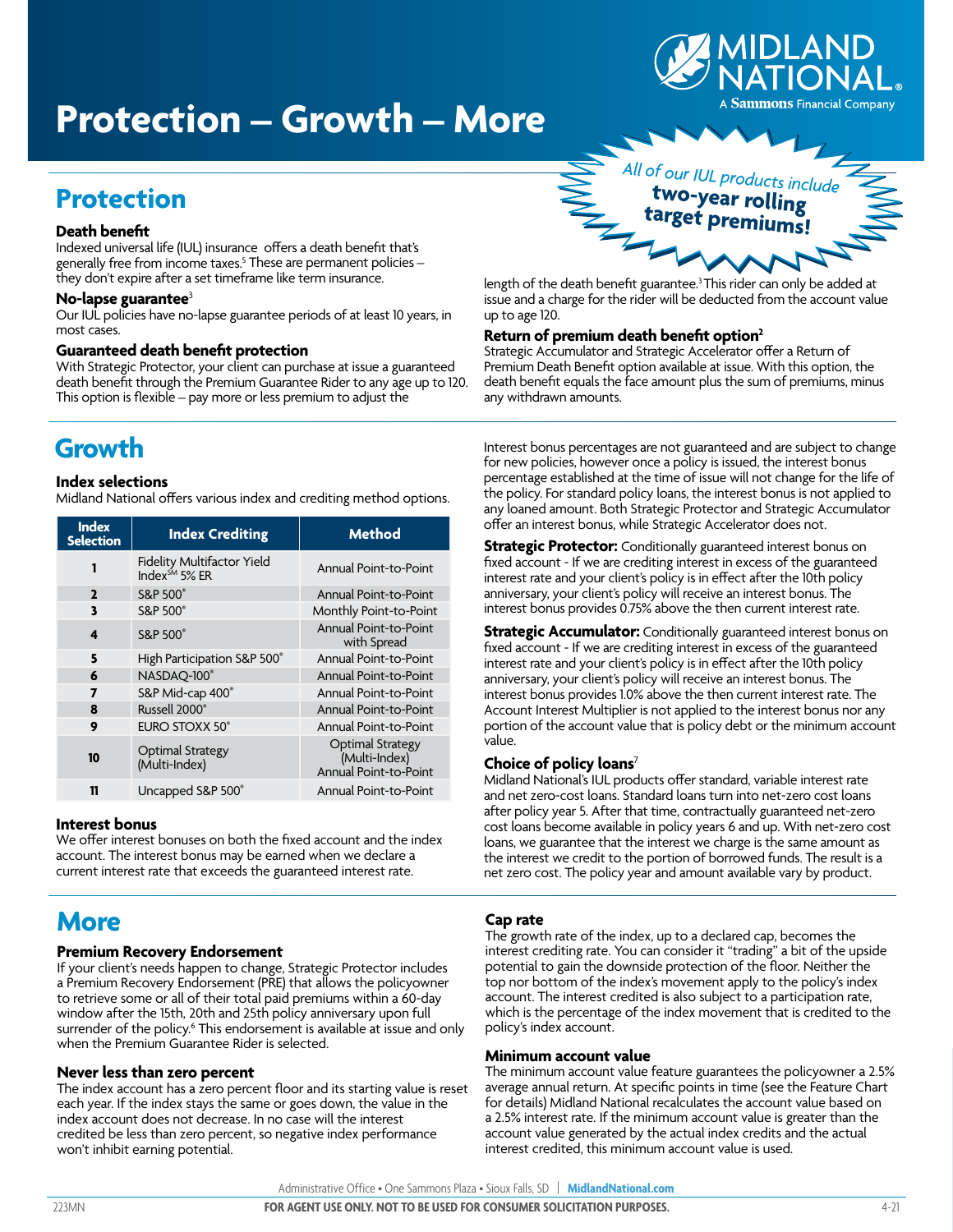# Protection – Growth – More

*All of our IUL products include* **two-year rolling target premiums!**

## Protection

### Death benefit

Indexed universal life (IUL) insurance offers a death benefit that's generally free from income taxes.[5] These are permanent policies – they don't expire after a set timeframe like term insurance.

### No-lapse guarantee[3]

Our IUL policies have no-lapse guarantee periods of at least 10 years, in most cases.

### Guaranteed death benefit protection

With Strategic Protector, your client can purchase at issue a guaranteed death benefit through the Premium Guarantee Rider to any age up to 120. This option is flexible – pay more or less premium to adjust the length of the death benefit guarantee.[3] This rider can only be added at issue and a charge for the rider will be deducted from the account value up to age 120.

### Return of premium death benefit option[2]

Strategic Accumulator and Strategic Accelerator offer a Return of Premium Death Benefit option available at issue. With this option, the death benefit equals the face amount plus the sum of premiums, minus any withdrawn amounts.

## Growth

### Index selections

Midland National offers various index and crediting method options.

| Index Selection | Index Crediting | Method |
|---|---|---|
| 1 | Fidelity Multifactor Yield Index℠ 5% ER | Annual Point-to-Point |
| 2 | S&P 500® | Annual Point-to-Point |
| 3 | S&P 500® | Monthly Point-to-Point |
| 4 | S&P 500® | Annual Point-to-Point with Spread |
| 5 | High Participation S&P 500® | Annual Point-to-Point |
| 6 | NASDAQ-100® | Annual Point-to-Point |
| 7 | S&P Mid-cap 400® | Annual Point-to-Point |
| 8 | Russell 2000® | Annual Point-to-Point |
| 9 | EURO STOXX 50® | Annual Point-to-Point |
| 10 | Optimal Strategy (Multi-Index) | Optimal Strategy (Multi-Index) Annual Point-to-Point |
| 11 | Uncapped S&P 500® | Annual Point-to-Point |

### Interest bonus

We offer interest bonuses on both the fixed account and the index account. The interest bonus may be earned when we declare a current interest rate that exceeds the guaranteed interest rate.

Interest bonus percentages are not guaranteed and are subject to change for new policies, however once a policy is issued, the interest bonus percentage established at the time of issue will not change for the life of the policy. For standard policy loans, the interest bonus is not applied to any loaned amount. Both Strategic Protector and Strategic Accumulator offer an interest bonus, while Strategic Accelerator does not.

**Strategic Protector:** Conditionally guaranteed interest bonus on fixed account - If we are crediting interest in excess of the guaranteed interest rate and your client's policy is in effect after the 10th policy anniversary, your client's policy will receive an interest bonus. The interest bonus provides 0.75% above the then current interest rate.

**Strategic Accumulator:** Conditionally guaranteed interest bonus on fixed account - If we are crediting interest in excess of the guaranteed interest rate and your client's policy is in effect after the 10th policy anniversary, your client's policy will receive an interest bonus. The interest bonus provides 1.0% above the then current interest rate. The Account Interest Multiplier is not applied to the interest bonus nor any portion of the account value that is policy debt or the minimum account value.

### Choice of policy loans[7]

Midland National's IUL products offer standard, variable interest rate and net zero-cost loans. Standard loans turn into net-zero cost loans after policy year 5. After that time, contractually guaranteed net-zero cost loans become available in policy years 6 and up. With net-zero cost loans, we guarantee that the interest we charge is the same amount as the interest we credit to the portion of borrowed funds. The result is a net zero cost. The policy year and amount available vary by product.

## More

### Premium Recovery Endorsement

If your client's needs happen to change, Strategic Protector includes a Premium Recovery Endorsement (PRE) that allows the policyowner to retrieve some or all of their total paid premiums within a 60-day window after the 15th, 20th and 25th policy anniversary upon full surrender of the policy.[6] This endorsement is available at issue and only when the Premium Guarantee Rider is selected.

### Never less than zero percent

The index account has a zero percent floor and its starting value is reset each year. If the index stays the same or goes down, the value in the index account does not decrease. In no case will the interest credited be less than zero percent, so negative index performance won't inhibit earning potential.

### Cap rate

The growth rate of the index, up to a declared cap, becomes the interest crediting rate. You can consider it "trading" a bit of the upside potential to gain the downside protection of the floor. Neither the top nor bottom of the index's movement apply to the policy's index account. The interest credited is also subject to a participation rate, which is the percentage of the index movement that is credited to the policy's index account.

### Minimum account value

The minimum account value feature guarantees the policyowner a 2.5% average annual return. At specific points in time (see the Feature Chart for details) Midland National recalculates the account value based on a 2.5% interest rate. If the minimum account value is greater than the account value generated by the actual index credits and the actual interest credited, this minimum account value is used.

Administrative Office • One Sammons Plaza • Sioux Falls, SD | MidlandNational.com

223MN **FOR AGENT USE ONLY. NOT TO BE USED FOR CONSUMER SOLICITATION PURPOSES.** 4-21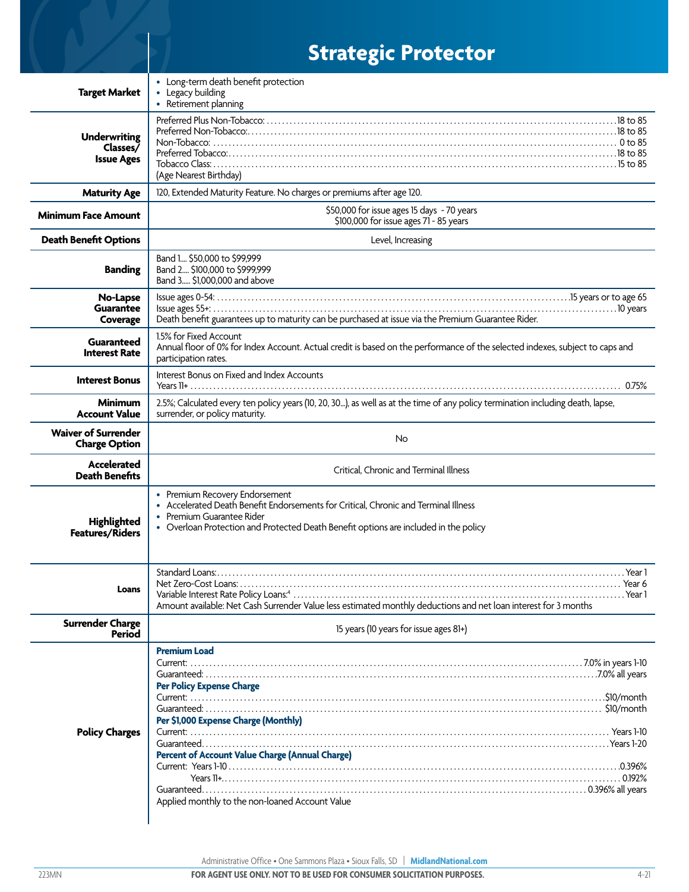# Strategic Protector

| | |
|---|---|
| **Target Market** | • Long-term death benefit protection<br>• Legacy building<br>• Retirement planning |
| **Underwriting Classes/ Issue Ages** | Preferred Plus Non-Tobacco: ... 18 to 85<br>Preferred Non-Tobacco: ... 18 to 85<br>Non-Tobacco: ... 0 to 85<br>Preferred Tobacco: ... 18 to 85<br>Tobacco Class: ... 15 to 85<br>(Age Nearest Birthday) |
| **Maturity Age** | 120, Extended Maturity Feature. No charges or premiums after age 120. |
| **Minimum Face Amount** | $50,000 for issue ages 15 days - 70 years<br>$100,000 for issue ages 71 - 85 years |
| **Death Benefit Options** | Level, Increasing |
| **Banding** | Band 1.... $50,000 to $99,999<br>Band 2.... $100,000 to $999,999<br>Band 3..... $1,000,000 and above |
| **No-Lapse Guarantee Coverage** | Issue ages 0-54: ... 15 years or to age 65<br>Issue ages 55+: ... 10 years<br>Death benefit guarantees up to maturity can be purchased at issue via the Premium Guarantee Rider. |
| **Guaranteed Interest Rate** | 1.5% for Fixed Account<br>Annual floor of 0% for Index Account. Actual credit is based on the performance of the selected indexes, subject to caps and participation rates. |
| **Interest Bonus** | Interest Bonus on Fixed and Index Accounts<br>Years 11+ ... 0.75% |
| **Minimum Account Value** | 2.5%; Calculated every ten policy years (10, 20, 30...), as well as at the time of any policy termination including death, lapse, surrender, or policy maturity. |
| **Waiver of Surrender Charge Option** | No |
| **Accelerated Death Benefits** | Critical, Chronic and Terminal Illness |
| **Highlighted Features/Riders** | • Premium Recovery Endorsement<br>• Accelerated Death Benefit Endorsements for Critical, Chronic and Terminal Illness<br>• Premium Guarantee Rider<br>• Overloan Protection and Protected Death Benefit options are included in the policy |
| **Loans** | Standard Loans: ... Year 1<br>Net Zero-Cost Loans: ... Year 6<br>Variable Interest Rate Policy Loans:[4] ... Year 1<br>Amount available: Net Cash Surrender Value less estimated monthly deductions and net loan interest for 3 months |
| **Surrender Charge Period** | 15 years (10 years for issue ages 81+) |
| **Policy Charges** | **Premium Load**<br>Current: ... 7.0% in years 1-10<br>Guaranteed: ... 7.0% all years<br>**Per Policy Expense Charge**<br>Current: ... $10/month<br>Guaranteed: ... $10/month<br>**Per $1,000 Expense Charge (Monthly)**<br>Current: ... Years 1-10<br>Guaranteed ... Years 1-20<br>**Percent of Account Value Charge (Annual Charge)**<br>Current: Years 1-10 ... 0.396%<br>Years 11+ ... 0.192%<br>Guaranteed ... 0.396% all years<br>Applied monthly to the non-loaned Account Value |

Administrative Office • One Sammons Plaza • Sioux Falls, SD | MidlandNational.com

223MN FOR AGENT USE ONLY. NOT TO BE USED FOR CONSUMER SOLICITATION PURPOSES. 4-21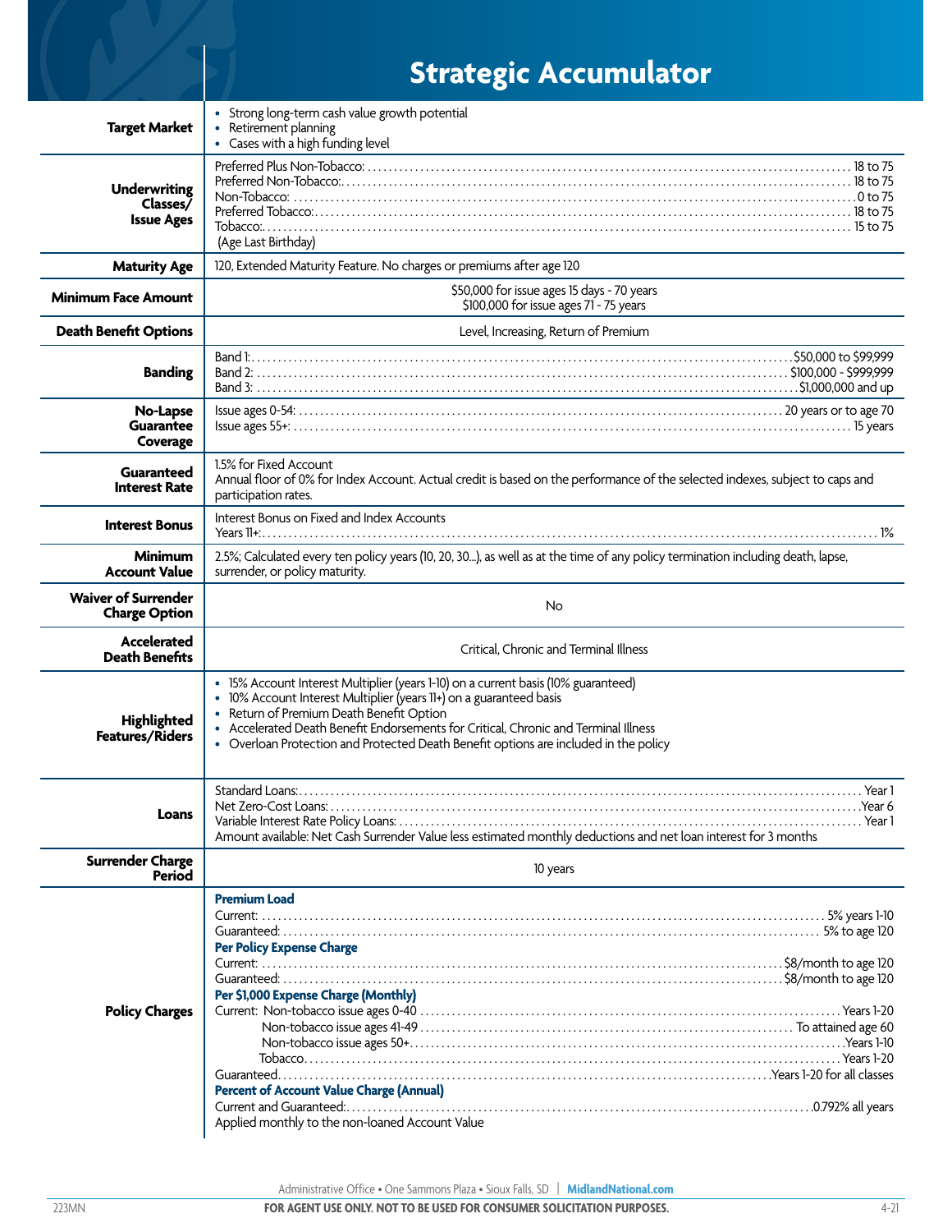# Strategic Accumulator

| | |
|---|---|
| **Target Market** | • Strong long-term cash value growth potential<br>• Retirement planning<br>• Cases with a high funding level |
| **Underwriting Classes/ Issue Ages** | Preferred Plus Non-Tobacco: ... 18 to 75<br>Preferred Non-Tobacco: ... 18 to 75<br>Non-Tobacco: ... 0 to 75<br>Preferred Tobacco: ... 18 to 75<br>Tobacco: ... 15 to 75<br>(Age Last Birthday) |
| **Maturity Age** | 120, Extended Maturity Feature. No charges or premiums after age 120 |
| **Minimum Face Amount** | $50,000 for issue ages 15 days - 70 years<br>$100,000 for issue ages 71 - 75 years |
| **Death Benefit Options** | Level, Increasing, Return of Premium |
| **Banding** | Band 1: ... $50,000 to $99,999<br>Band 2: ... $100,000 - $999,999<br>Band 3: ... $1,000,000 and up |
| **No-Lapse Guarantee Coverage** | Issue ages 0-54: ... 20 years or to age 70<br>Issue ages 55+: ... 15 years |
| **Guaranteed Interest Rate** | 1.5% for Fixed Account<br>Annual floor of 0% for Index Account. Actual credit is based on the performance of the selected indexes, subject to caps and participation rates. |
| **Interest Bonus** | Interest Bonus on Fixed and Index Accounts<br>Years 11+: ... 1% |
| **Minimum Account Value** | 2.5%; Calculated every ten policy years (10, 20, 30...), as well as at the time of any policy termination including death, lapse, surrender, or policy maturity. |
| **Waiver of Surrender Charge Option** | No |
| **Accelerated Death Benefits** | Critical, Chronic and Terminal Illness |
| **Highlighted Features/Riders** | • 15% Account Interest Multiplier (years 1-10) on a current basis (10% guaranteed)<br>• 10% Account Interest Multiplier (years 11+) on a guaranteed basis<br>• Return of Premium Death Benefit Option<br>• Accelerated Death Benefit Endorsements for Critical, Chronic and Terminal Illness<br>• Overloan Protection and Protected Death Benefit options are included in the policy |
| **Loans** | Standard Loans: ... Year 1<br>Net Zero-Cost Loans: ... Year 6<br>Variable Interest Rate Policy Loans: ... Year 1<br>Amount available: Net Cash Surrender Value less estimated monthly deductions and net loan interest for 3 months |
| **Surrender Charge Period** | 10 years |
| **Policy Charges** | **Premium Load**<br>Current: ... 5% years 1-10<br>Guaranteed: ... 5% to age 120<br>**Per Policy Expense Charge**<br>Current: ... $8/month to age 120<br>Guaranteed: ... $8/month to age 120<br>**Per $1,000 Expense Charge (Monthly)**<br>Current: Non-tobacco issue ages 0-40 ... Years 1-20<br>Non-tobacco issue ages 41-49 ... To attained age 60<br>Non-tobacco issue ages 50+ ... Years 1-10<br>Tobacco ... Years 1-20<br>Guaranteed ... Years 1-20 for all classes<br>**Percent of Account Value Charge (Annual)**<br>Current and Guaranteed: ... 0.792% all years<br>Applied monthly to the non-loaned Account Value |

Administrative Office • One Sammons Plaza • Sioux Falls, SD | MidlandNational.com

223MN FOR AGENT USE ONLY. NOT TO BE USED FOR CONSUMER SOLICITATION PURPOSES. 4-21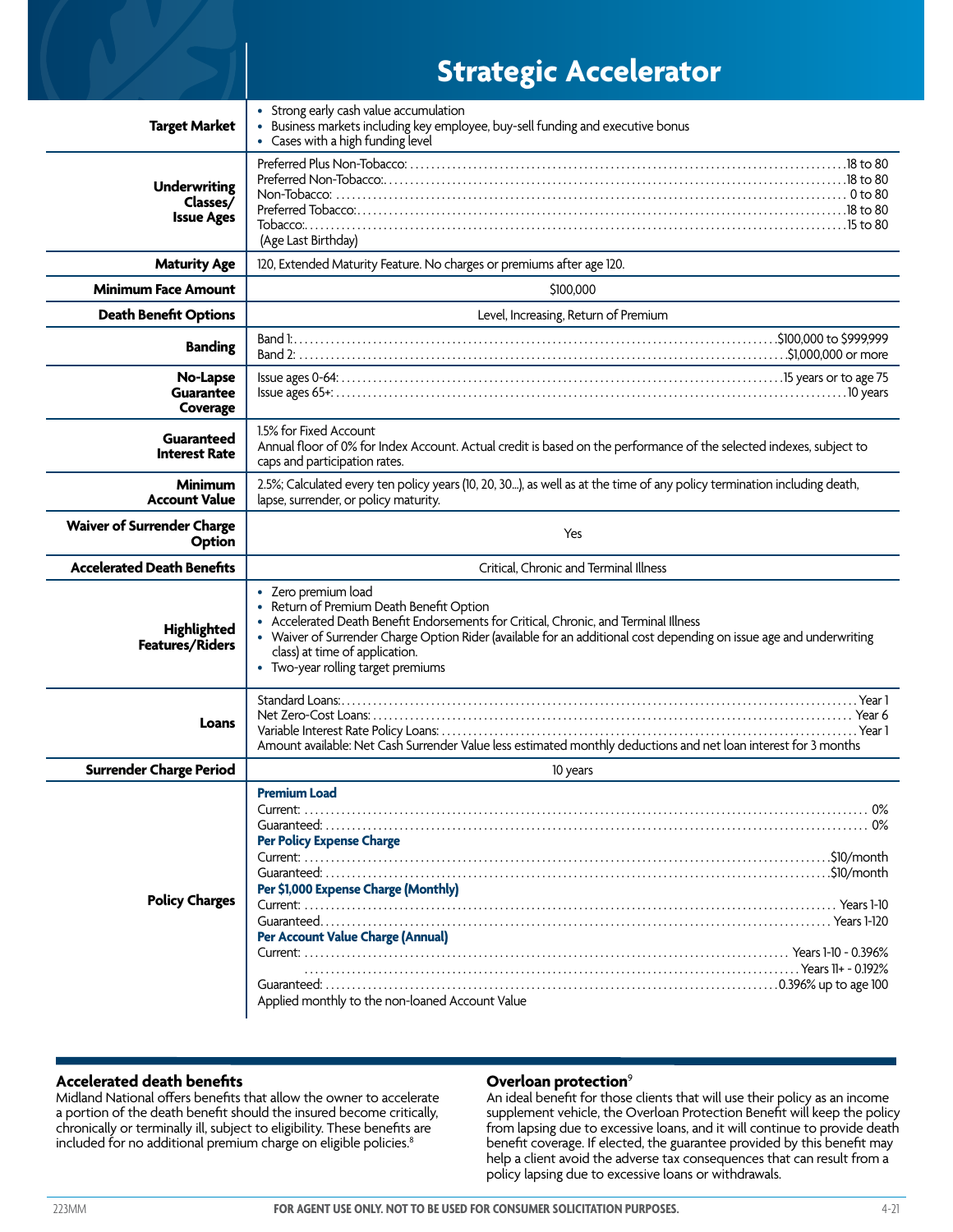# Strategic Accelerator

| | |
|---|---|
| **Target Market** | • Strong early cash value accumulation<br>• Business markets including key employee, buy-sell funding and executive bonus<br>• Cases with a high funding level |
| **Underwriting Classes/ Issue Ages** | Preferred Plus Non-Tobacco: 18 to 80<br>Preferred Non-Tobacco: 18 to 80<br>Non-Tobacco: 0 to 80<br>Preferred Tobacco: 18 to 80<br>Tobacco: 15 to 80<br>(Age Last Birthday) |
| **Maturity Age** | 120, Extended Maturity Feature. No charges or premiums after age 120. |
| **Minimum Face Amount** | $100,000 |
| **Death Benefit Options** | Level, Increasing, Return of Premium |
| **Banding** | Band 1: $100,000 to $999,999<br>Band 2: $1,000,000 or more |
| **No-Lapse Guarantee Coverage** | Issue ages 0-64: 15 years or to age 75<br>Issue ages 65+: 10 years |
| **Guaranteed Interest Rate** | 1.5% for Fixed Account<br>Annual floor of 0% for Index Account. Actual credit is based on the performance of the selected indexes, subject to caps and participation rates. |
| **Minimum Account Value** | 2.5%; Calculated every ten policy years (10, 20, 30...), as well as at the time of any policy termination including death, lapse, surrender, or policy maturity. |
| **Waiver of Surrender Charge Option** | Yes |
| **Accelerated Death Benefits** | Critical, Chronic and Terminal Illness |
| **Highlighted Features/Riders** | • Zero premium load<br>• Return of Premium Death Benefit Option<br>• Accelerated Death Benefit Endorsements for Critical, Chronic, and Terminal Illness<br>• Waiver of Surrender Charge Option Rider (available for an additional cost depending on issue age and underwriting class) at time of application.<br>• Two-year rolling target premiums |
| **Loans** | Standard Loans: Year 1<br>Net Zero-Cost Loans: Year 6<br>Variable Interest Rate Policy Loans: Year 1<br>Amount available: Net Cash Surrender Value less estimated monthly deductions and net loan interest for 3 months |
| **Surrender Charge Period** | 10 years |
| **Policy Charges** | **Premium Load**<br>Current: 0%<br>Guaranteed: 0%<br>**Per Policy Expense Charge**<br>Current: $10/month<br>Guaranteed: $10/month<br>**Per $1,000 Expense Charge (Monthly)**<br>Current: Years 1-10<br>Guaranteed: Years 1-120<br>**Per Account Value Charge (Annual)**<br>Current: Years 1-10 - 0.396%<br>Years 11+ - 0.192%<br>Guaranteed: 0.396% up to age 100<br>Applied monthly to the non-loaned Account Value |

## Accelerated death benefits

Midland National offers benefits that allow the owner to accelerate a portion of the death benefit should the insured become critically, chronically or terminally ill, subject to eligibility. These benefits are included for no additional premium charge on eligible policies.[8]

## Overloan protection[9]

An ideal benefit for those clients that will use their policy as an income supplement vehicle, the Overloan Protection Benefit will keep the policy from lapsing due to excessive loans, and it will continue to provide death benefit coverage. If elected, the guarantee provided by this benefit may help a client avoid the adverse tax consequences that can result from a policy lapsing due to excessive loans or withdrawals.

223MM FOR AGENT USE ONLY. NOT TO BE USED FOR CONSUMER SOLICITATION PURPOSES. 4-21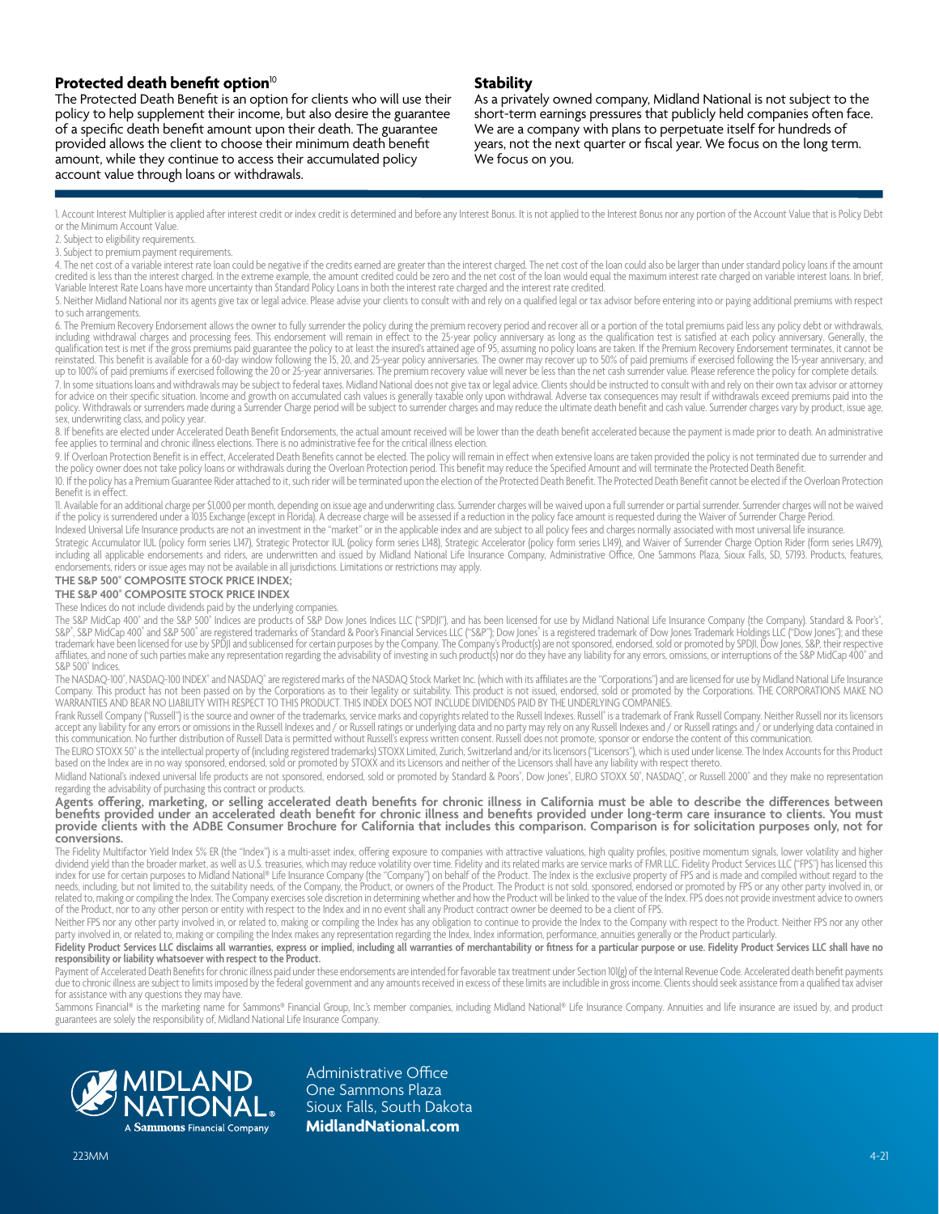## Protected death benefit option[10]

The Protected Death Benefit is an option for clients who will use their policy to help supplement their income, but also desire the guarantee of a specific death benefit amount upon their death. The guarantee provided allows the client to choose their minimum death benefit amount, while they continue to access their accumulated policy account value through loans or withdrawals.

## Stability

As a privately owned company, Midland National is not subject to the short-term earnings pressures that publicly held companies often face. We are a company with plans to perpetuate itself for hundreds of years, not the next quarter or fiscal year. We focus on the long term. We focus on you.

1. Account Interest Multiplier is applied after interest credit or index credit is determined and before any Interest Bonus. It is not applied to the Interest Bonus nor any portion of the Account Value that is Policy Debt or the Minimum Account Value.
2. Subject to eligibility requirements.
3. Subject to premium payment requirements.
4. The net cost of a variable interest rate loan could be negative if the credits earned are greater than the interest charged. The net cost of the loan could also be larger than under standard policy loans if the amount credited is less than the interest charged. In the extreme example, the amount credited could be zero and the net cost of the loan would equal the maximum interest rate charged on variable interest loans. In brief, Variable Interest Rate Loans have more uncertainty than Standard Policy Loans in both the interest rate charged and the interest rate credited.
5. Neither Midland National nor its agents give tax or legal advice. Please advise your clients to consult with and rely on a qualified legal or tax advisor before entering into or paying additional premiums with respect to such arrangements.
6. The Premium Recovery Endorsement allows the owner to fully surrender the policy during the premium recovery period and recover all or a portion of the total premiums paid less any policy debt or withdrawals, including withdrawal charges and processing fees. This endorsement will remain in effect to the 25-year policy anniversary as long as the qualification test is satisfied at each policy anniversary. Generally, the qualification test is met if the gross premiums paid guarantee the policy to at least the insured's attained age of 95, assuming no policy loans are taken. If the Premium Recovery Endorsement terminates, it cannot be reinstated. This benefit is available for a 60-day window following the 15, 20, and 25-year policy anniversaries. The owner may recover up to 50% of paid premiums if exercised following the 15-year anniversary, and up to 100% of paid premiums if exercised following the 20 or 25-year anniversaries. The premium recovery value will never be less than the net cash surrender value. Please reference the policy for complete details.
7. In some situations loans and withdrawals may be subject to federal taxes. Midland National does not give tax or legal advice. Clients should be instructed to consult with and rely on their own tax advisor or attorney for advice on their specific situation. Income and growth on accumulated cash values is generally taxable only upon withdrawal. Adverse tax consequences may result if withdrawals exceed premiums paid into the policy. Withdrawals or surrenders made during a Surrender Charge period will be subject to surrender charges and may reduce the ultimate death benefit and cash value. Surrender charges vary by product, issue age, sex, underwriting class, and policy year.
8. If benefits are elected under Accelerated Death Benefit Endorsements, the actual amount received will be lower than the death benefit accelerated because the payment is made prior to death. An administrative fee applies to terminal and chronic illness elections. There is no administrative fee for the critical illness election.
9. If Overloan Protection Benefit is in effect, Accelerated Death Benefits cannot be elected. The policy will remain in effect when extensive loans are taken provided the policy is not terminated due to surrender and the policy owner does not take policy loans or withdrawals during the Overloan Protection period. This benefit may reduce the Specified Amount and will terminate the Protected Death Benefit.
10. If the policy has a Premium Guarantee Rider attached to it, such rider will be terminated upon the election of the Protected Death Benefit. The Protected Death Benefit cannot be elected if the Overloan Protection Benefit is in effect.
11. Available for an additional charge per $1,000 per month, depending on issue age and underwriting class. Surrender charges will be waived upon a full surrender or partial surrender. Surrender charges will not be waived if the policy is surrendered under a 1035 Exchange (except in Florida). A decrease charge will be assessed if a reduction in the policy face amount is requested during the Waiver of Surrender Charge Period.

Indexed Universal Life Insurance products are not an investment in the "market" or in the applicable index and are subject to all policy fees and charges normally associated with most universal life insurance.

Strategic Accumulator IUL (policy form series L147), Strategic Protector IUL (policy form series L148), Strategic Accelerator (policy form series L149), and Waiver of Surrender Charge Option Rider (form series LR479), including all applicable endorsements and riders, are underwritten and issued by Midland National Life Insurance Company, Administrative Office, One Sammons Plaza, Sioux Falls, SD, 57193. Products, features, endorsements, riders or issue ages may not be available in all jurisdictions. Limitations or restrictions may apply.

**THE S&P 500® COMPOSITE STOCK PRICE INDEX;**

**THE S&P 400® COMPOSITE STOCK PRICE INDEX**

These Indices do not include dividends paid by the underlying companies.

The S&P MidCap 400® and the S&P 500® Indices are products of S&P Dow Jones Indices LLC ("SPDJI"), and has been licensed for use by Midland National Life Insurance Company (the Company). Standard & Poor's®, S&P®, S&P MidCap 400® and S&P 500® are registered trademarks of Standard & Poor's Financial Services LLC ("S&P"); Dow Jones® is a registered trademark of Dow Jones Trademark Holdings LLC ("Dow Jones"); and these trademark have been licensed for use by SPDJI and sublicensed for certain purposes by the Company. The Company's Product(s) are not sponsored, endorsed, sold or promoted by SPDJI, Dow Jones, S&P, their respective affiliates, and none of such parties make any representation regarding the advisability of investing in such product(s) nor do they have any liability for any errors, omissions, or interruptions of the S&P MidCap 400® and S&P 500® Indices.

The NASDAQ-100®, NASDAQ-100 INDEX® and NASDAQ® are registered marks of the NASDAQ Stock Market Inc. (which with its affiliates are the "Corporations") and are licensed for use by Midland National Life Insurance Company. This product has not been passed on by the Corporations as to their legality or suitability. This product is not issued, endorsed, sold or promoted by the Corporations. THE CORPORATIONS MAKE NO WARRANTIES AND BEAR NO LIABILITY WITH RESPECT TO THIS PRODUCT. THIS INDEX DOES NOT INCLUDE DIVIDENDS PAID BY THE UNDERLYING COMPANIES.

Frank Russell Company ("Russell") is the source and owner of the trademarks, service marks and copyrights related to the Russell Indexes. Russell® is a trademark of Frank Russell Company. Neither Russell nor its licensors accept any liability for any errors or omissions in the Russell Indexes and / or Russell ratings or underlying data and no party may rely on any Russell Indexes and / or Russell ratings and / or underlying data contained in this communication. No further distribution of Russell Data is permitted without Russell's express written consent. Russell does not promote, sponsor or endorse the content of this communication.

The EURO STOXX 50® is the intellectual property of (including registered trademarks) STOXX Limited, Zurich, Switzerland and/or its licensors ("Licensors"), which is used under license. The Index Accounts for this Product based on the Index are in no way sponsored, endorsed, sold or promoted by STOXX and its Licensors and neither of the Licensors shall have any liability with respect thereto.

Midland National's indexed universal life products are not sponsored, endorsed, sold or promoted by Standard & Poors®, Dow Jones®, EURO STOXX 50®, NASDAQ®, or Russell 2000® and they make no representation regarding the advisability of purchasing this contract or products.

**Agents offering, marketing, or selling accelerated death benefits for chronic illness in California must be able to describe the differences between benefits provided under an accelerated death benefit for chronic illness and benefits provided under long-term care insurance to clients. You must provide clients with the ADBE Consumer Brochure for California that includes this comparison. Comparison is for solicitation purposes only, not for conversions.**

The Fidelity Multifactor Yield Index 5% ER (the "Index") is a multi-asset index, offering exposure to companies with attractive valuations, high quality profiles, positive momentum signals, lower volatility and higher dividend yield than the broader market, as well as U.S. treasuries, which may reduce volatility over time. Fidelity and its related marks are service marks of FMR LLC. Fidelity Product Services LLC ("FPS") has licensed this index for use for certain purposes to Midland National® Life Insurance Company (the "Company") on behalf of the Product. The Index is the exclusive property of FPS and is made and compiled without regard to the needs, including, but not limited to, the suitability needs, of the Company, the Product, or owners of the Product. The Product is not sold, sponsored, endorsed or promoted by FPS or any other party involved in, or related to, making or compiling the Index. The Company exercises sole discretion in determining whether and how the Product will be linked to the value of the Index. FPS does not provide investment advice to owners of the Product, nor to any other person or entity with respect to the Index and in no event shall any Product contract owner be deemed to be a client of FPS.

Neither FPS nor any other party involved in, or related to, making or compiling the Index has any obligation to continue to provide the Index to the Company with respect to the Product. Neither FPS nor any other party involved in, or related to, making or compiling the Index makes any representation regarding the Index, Index information, performance, annuities generally or the Product particularly.

**Fidelity Product Services LLC disclaims all warranties, express or implied, including all warranties of merchantability or fitness for a particular purpose or use. Fidelity Product Services LLC shall have no responsibility or liability whatsoever with respect to the Product.**

Payment of Accelerated Death Benefits for chronic illness paid under these endorsements are intended for favorable tax treatment under Section 101(g) of the Internal Revenue Code. Accelerated death benefit payments due to chronic illness are subject to limits imposed by the federal government and any amounts received in excess of these limits are includible in gross income. Clients should seek assistance from a qualified tax adviser for assistance with any questions they may have.

Sammons Financial® is the marketing name for Sammons® Financial Group, Inc.'s member companies, including Midland National® Life Insurance Company. Annuities and life insurance are issued by, and product guarantees are solely the responsibility of, Midland National Life Insurance Company.

MIDLAND NATIONAL®
A Sammons Financial Company

Administrative Office
One Sammons Plaza
Sioux Falls, South Dakota
**MidlandNational.com**

223MM 4-21